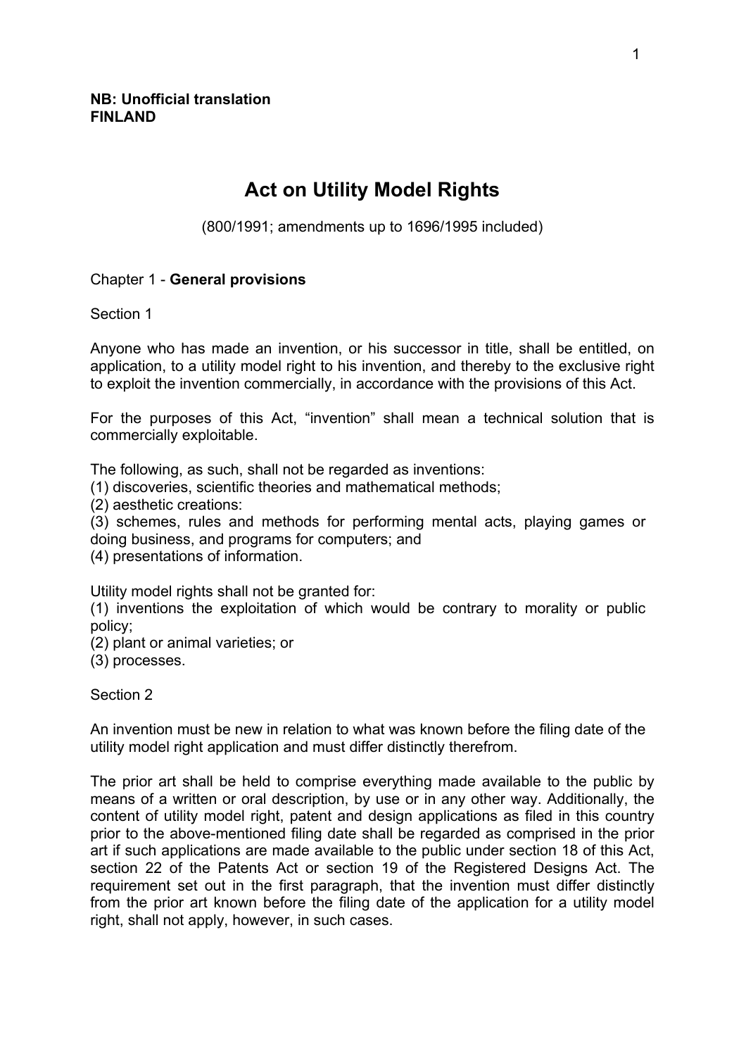**NB: Unofficial translation**
**FINLAND**

# Act on Utility Model Rights

(800/1991; amendments up to 1696/1995 included)

## Chapter 1 - **General provisions**

Section 1

Anyone who has made an invention, or his successor in title, shall be entitled, on application, to a utility model right to his invention, and thereby to the exclusive right to exploit the invention commercially, in accordance with the provisions of this Act.

For the purposes of this Act, "invention" shall mean a technical solution that is commercially exploitable.

The following, as such, shall not be regarded as inventions:
(1) discoveries, scientific theories and mathematical methods;
(2) aesthetic creations:
(3) schemes, rules and methods for performing mental acts, playing games or doing business, and programs for computers; and
(4) presentations of information.

Utility model rights shall not be granted for:
(1) inventions the exploitation of which would be contrary to morality or public policy;
(2) plant or animal varieties; or
(3) processes.

Section 2

An invention must be new in relation to what was known before the filing date of the utility model right application and must differ distinctly therefrom.

The prior art shall be held to comprise everything made available to the public by means of a written or oral description, by use or in any other way. Additionally, the content of utility model right, patent and design applications as filed in this country prior to the above-mentioned filing date shall be regarded as comprised in the prior art if such applications are made available to the public under section 18 of this Act, section 22 of the Patents Act or section 19 of the Registered Designs Act. The requirement set out in the first paragraph, that the invention must differ distinctly from the prior art known before the filing date of the application for a utility model right, shall not apply, however, in such cases.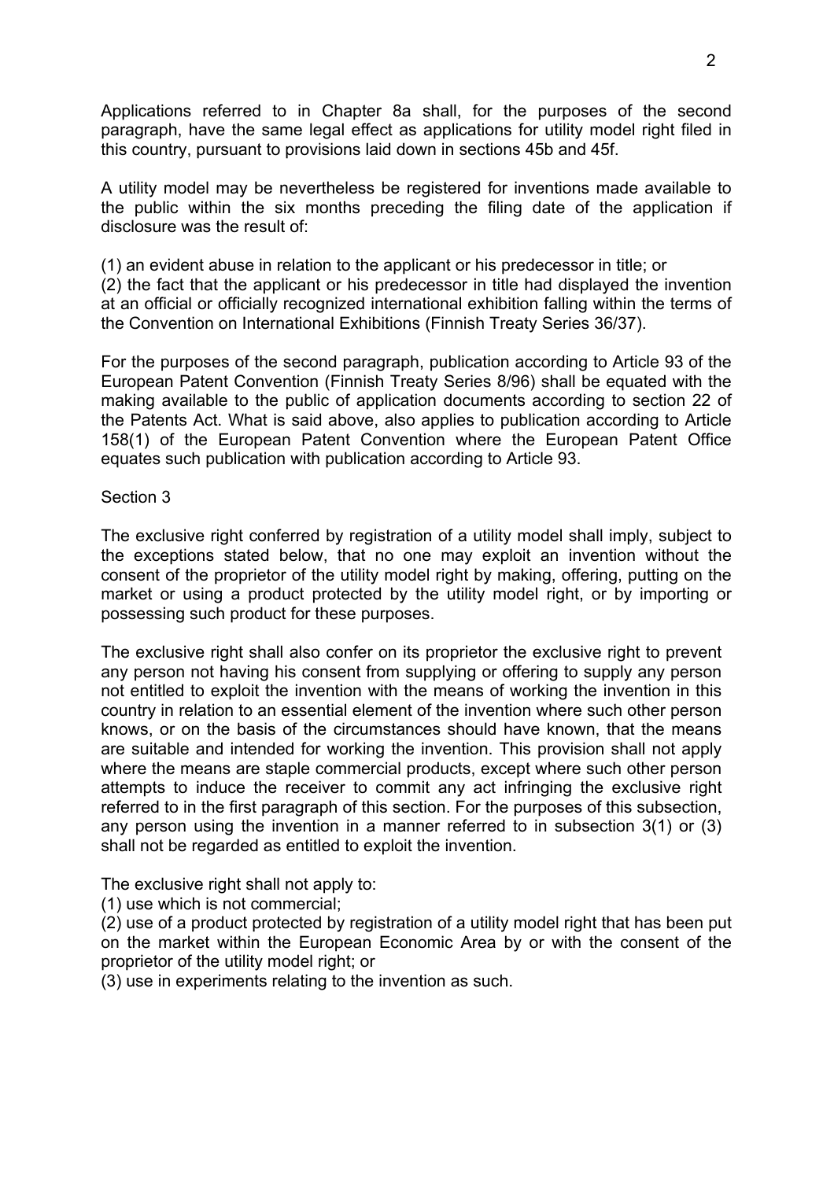Applications referred to in Chapter 8a shall, for the purposes of the second paragraph, have the same legal effect as applications for utility model right filed in this country, pursuant to provisions laid down in sections 45b and 45f.

A utility model may be nevertheless be registered for inventions made available to the public within the six months preceding the filing date of the application if disclosure was the result of:

(1) an evident abuse in relation to the applicant or his predecessor in title; or
(2) the fact that the applicant or his predecessor in title had displayed the invention at an official or officially recognized international exhibition falling within the terms of the Convention on International Exhibitions (Finnish Treaty Series 36/37).

For the purposes of the second paragraph, publication according to Article 93 of the European Patent Convention (Finnish Treaty Series 8/96) shall be equated with the making available to the public of application documents according to section 22 of the Patents Act. What is said above, also applies to publication according to Article 158(1) of the European Patent Convention where the European Patent Office equates such publication with publication according to Article 93.

Section 3

The exclusive right conferred by registration of a utility model shall imply, subject to the exceptions stated below, that no one may exploit an invention without the consent of the proprietor of the utility model right by making, offering, putting on the market or using a product protected by the utility model right, or by importing or possessing such product for these purposes.

The exclusive right shall also confer on its proprietor the exclusive right to prevent any person not having his consent from supplying or offering to supply any person not entitled to exploit the invention with the means of working the invention in this country in relation to an essential element of the invention where such other person knows, or on the basis of the circumstances should have known, that the means are suitable and intended for working the invention. This provision shall not apply where the means are staple commercial products, except where such other person attempts to induce the receiver to commit any act infringing the exclusive right referred to in the first paragraph of this section. For the purposes of this subsection, any person using the invention in a manner referred to in subsection 3(1) or (3) shall not be regarded as entitled to exploit the invention.

The exclusive right shall not apply to:
(1) use which is not commercial;
(2) use of a product protected by registration of a utility model right that has been put on the market within the European Economic Area by or with the consent of the proprietor of the utility model right; or
(3) use in experiments relating to the invention as such.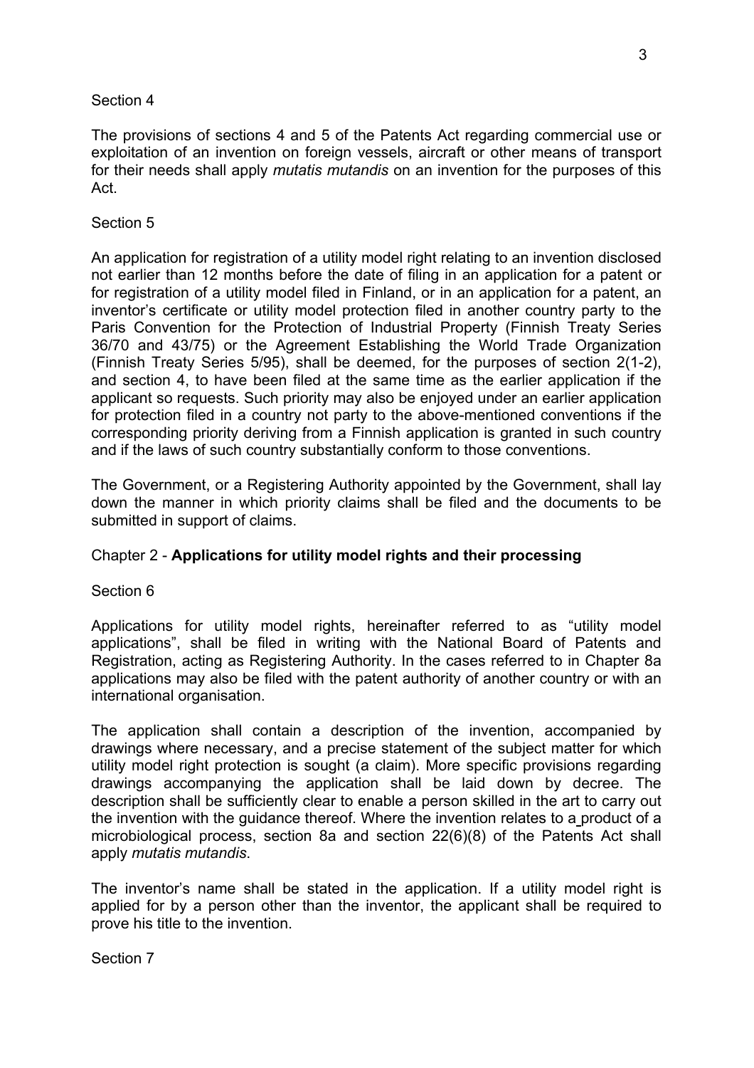Section 4

The provisions of sections 4 and 5 of the Patents Act regarding commercial use or exploitation of an invention on foreign vessels, aircraft or other means of transport for their needs shall apply *mutatis mutandis* on an invention for the purposes of this Act.

Section 5

An application for registration of a utility model right relating to an invention disclosed not earlier than 12 months before the date of filing in an application for a patent or for registration of a utility model filed in Finland, or in an application for a patent, an inventor's certificate or utility model protection filed in another country party to the Paris Convention for the Protection of Industrial Property (Finnish Treaty Series 36/70 and 43/75) or the Agreement Establishing the World Trade Organization (Finnish Treaty Series 5/95), shall be deemed, for the purposes of section 2(1-2), and section 4, to have been filed at the same time as the earlier application if the applicant so requests. Such priority may also be enjoyed under an earlier application for protection filed in a country not party to the above-mentioned conventions if the corresponding priority deriving from a Finnish application is granted in such country and if the laws of such country substantially conform to those conventions.

The Government, or a Registering Authority appointed by the Government, shall lay down the manner in which priority claims shall be filed and the documents to be submitted in support of claims.

## Chapter 2 - **Applications for utility model rights and their processing**

Section 6

Applications for utility model rights, hereinafter referred to as "utility model applications", shall be filed in writing with the National Board of Patents and Registration, acting as Registering Authority. In the cases referred to in Chapter 8a applications may also be filed with the patent authority of another country or with an international organisation.

The application shall contain a description of the invention, accompanied by drawings where necessary, and a precise statement of the subject matter for which utility model right protection is sought (a claim). More specific provisions regarding drawings accompanying the application shall be laid down by decree. The description shall be sufficiently clear to enable a person skilled in the art to carry out the invention with the guidance thereof. Where the invention relates to a product of a microbiological process, section 8a and section 22(6)(8) of the Patents Act shall apply *mutatis mutandis*.

The inventor's name shall be stated in the application. If a utility model right is applied for by a person other than the inventor, the applicant shall be required to prove his title to the invention.

Section 7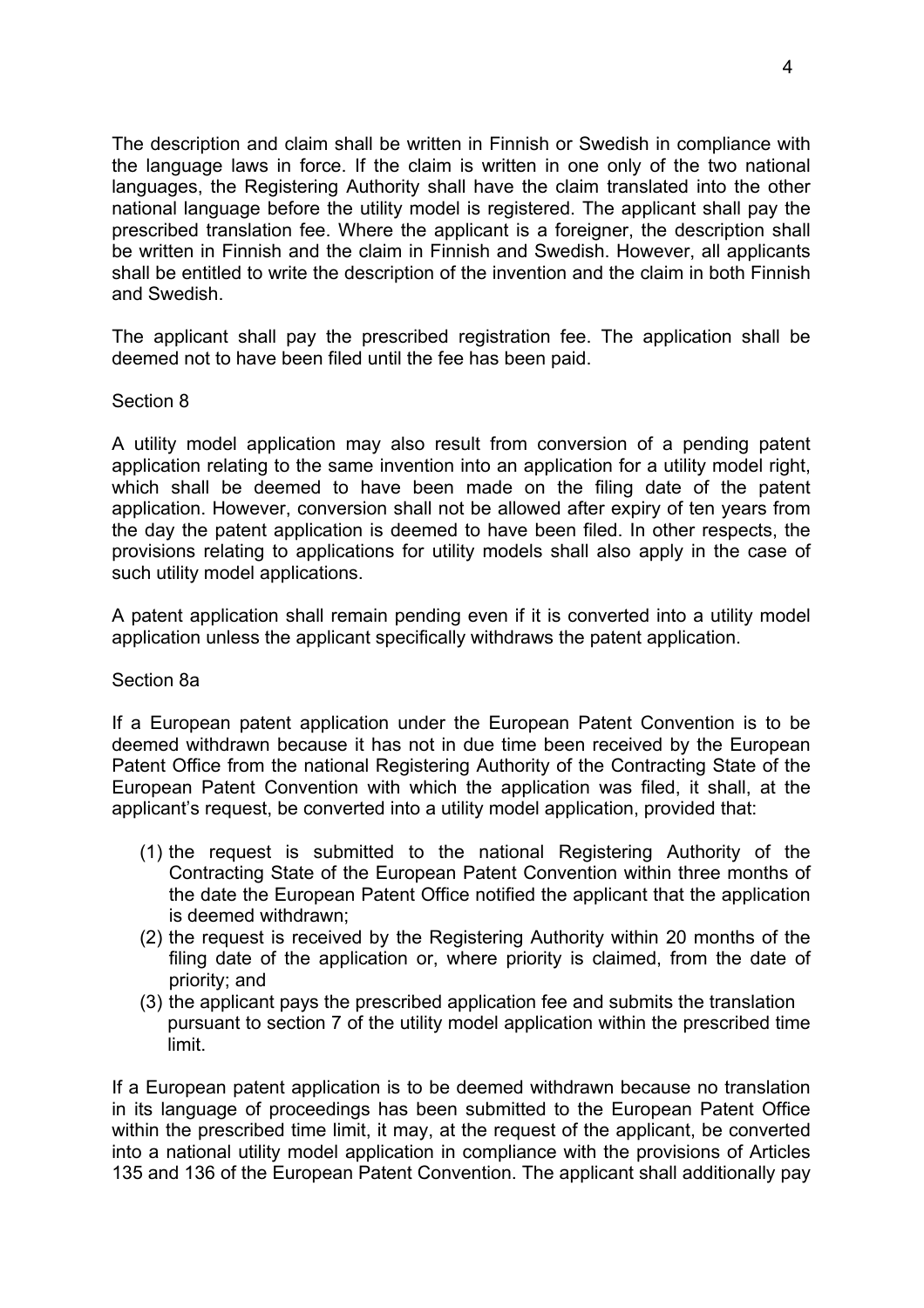The description and claim shall be written in Finnish or Swedish in compliance with the language laws in force. If the claim is written in one only of the two national languages, the Registering Authority shall have the claim translated into the other national language before the utility model is registered. The applicant shall pay the prescribed translation fee. Where the applicant is a foreigner, the description shall be written in Finnish and the claim in Finnish and Swedish. However, all applicants shall be entitled to write the description of the invention and the claim in both Finnish and Swedish.

The applicant shall pay the prescribed registration fee. The application shall be deemed not to have been filed until the fee has been paid.

Section 8

A utility model application may also result from conversion of a pending patent application relating to the same invention into an application for a utility model right, which shall be deemed to have been made on the filing date of the patent application. However, conversion shall not be allowed after expiry of ten years from the day the patent application is deemed to have been filed. In other respects, the provisions relating to applications for utility models shall also apply in the case of such utility model applications.

A patent application shall remain pending even if it is converted into a utility model application unless the applicant specifically withdraws the patent application.

Section 8a

If a European patent application under the European Patent Convention is to be deemed withdrawn because it has not in due time been received by the European Patent Office from the national Registering Authority of the Contracting State of the European Patent Convention with which the application was filed, it shall, at the applicant's request, be converted into a utility model application, provided that:

(1) the request is submitted to the national Registering Authority of the Contracting State of the European Patent Convention within three months of the date the European Patent Office notified the applicant that the application is deemed withdrawn;
(2) the request is received by the Registering Authority within 20 months of the filing date of the application or, where priority is claimed, from the date of priority; and
(3) the applicant pays the prescribed application fee and submits the translation pursuant to section 7 of the utility model application within the prescribed time limit.

If a European patent application is to be deemed withdrawn because no translation in its language of proceedings has been submitted to the European Patent Office within the prescribed time limit, it may, at the request of the applicant, be converted into a national utility model application in compliance with the provisions of Articles 135 and 136 of the European Patent Convention. The applicant shall additionally pay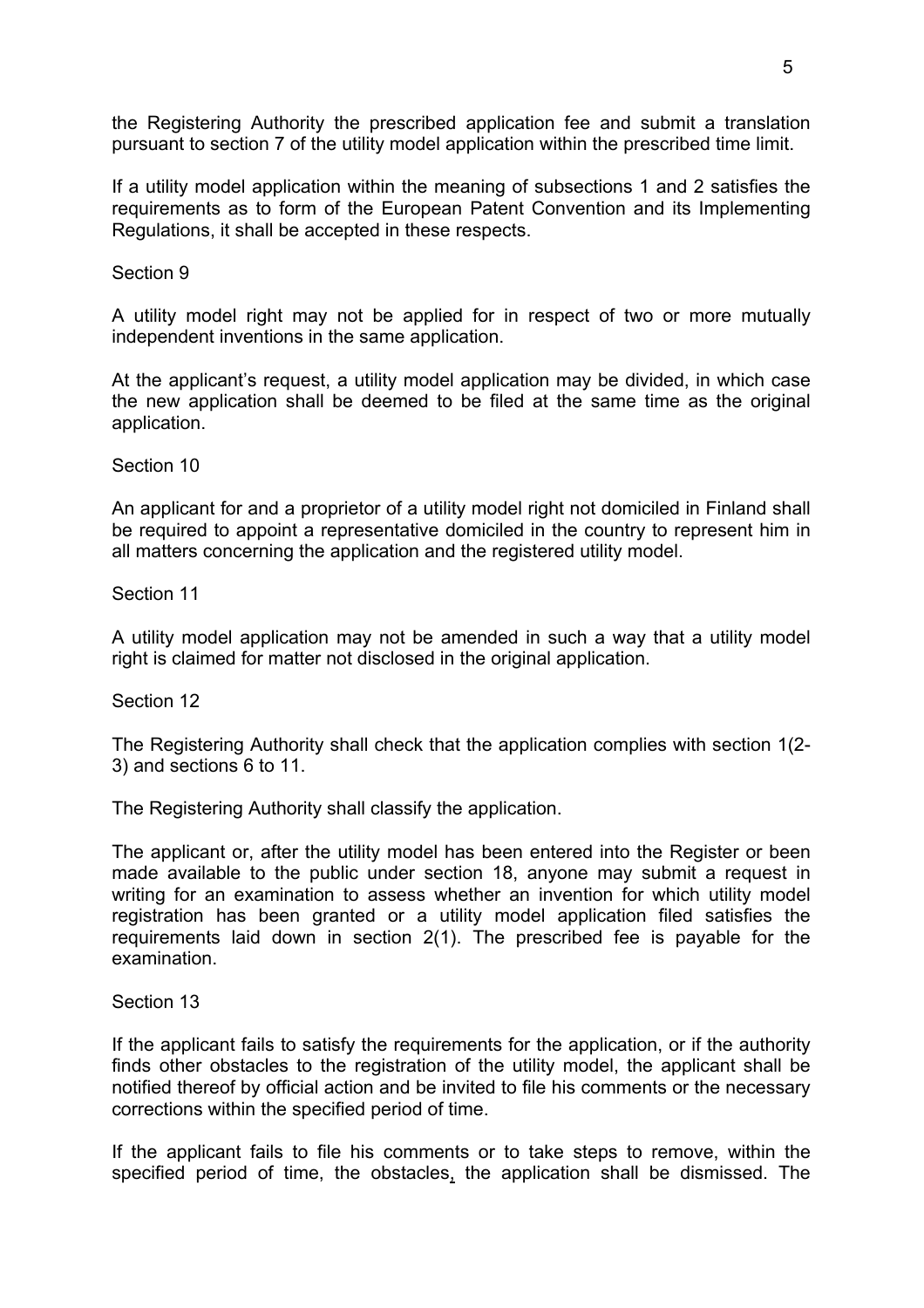the Registering Authority the prescribed application fee and submit a translation pursuant to section 7 of the utility model application within the prescribed time limit.

If a utility model application within the meaning of subsections 1 and 2 satisfies the requirements as to form of the European Patent Convention and its Implementing Regulations, it shall be accepted in these respects.

Section 9

A utility model right may not be applied for in respect of two or more mutually independent inventions in the same application.

At the applicant's request, a utility model application may be divided, in which case the new application shall be deemed to be filed at the same time as the original application.

Section 10

An applicant for and a proprietor of a utility model right not domiciled in Finland shall be required to appoint a representative domiciled in the country to represent him in all matters concerning the application and the registered utility model.

Section 11

A utility model application may not be amended in such a way that a utility model right is claimed for matter not disclosed in the original application.

Section 12

The Registering Authority shall check that the application complies with section 1(2-3) and sections 6 to 11.

The Registering Authority shall classify the application.

The applicant or, after the utility model has been entered into the Register or been made available to the public under section 18, anyone may submit a request in writing for an examination to assess whether an invention for which utility model registration has been granted or a utility model application filed satisfies the requirements laid down in section 2(1). The prescribed fee is payable for the examination.

Section 13

If the applicant fails to satisfy the requirements for the application, or if the authority finds other obstacles to the registration of the utility model, the applicant shall be notified thereof by official action and be invited to file his comments or the necessary corrections within the specified period of time.

If the applicant fails to file his comments or to take steps to remove, within the specified period of time, the obstacles, the application shall be dismissed. The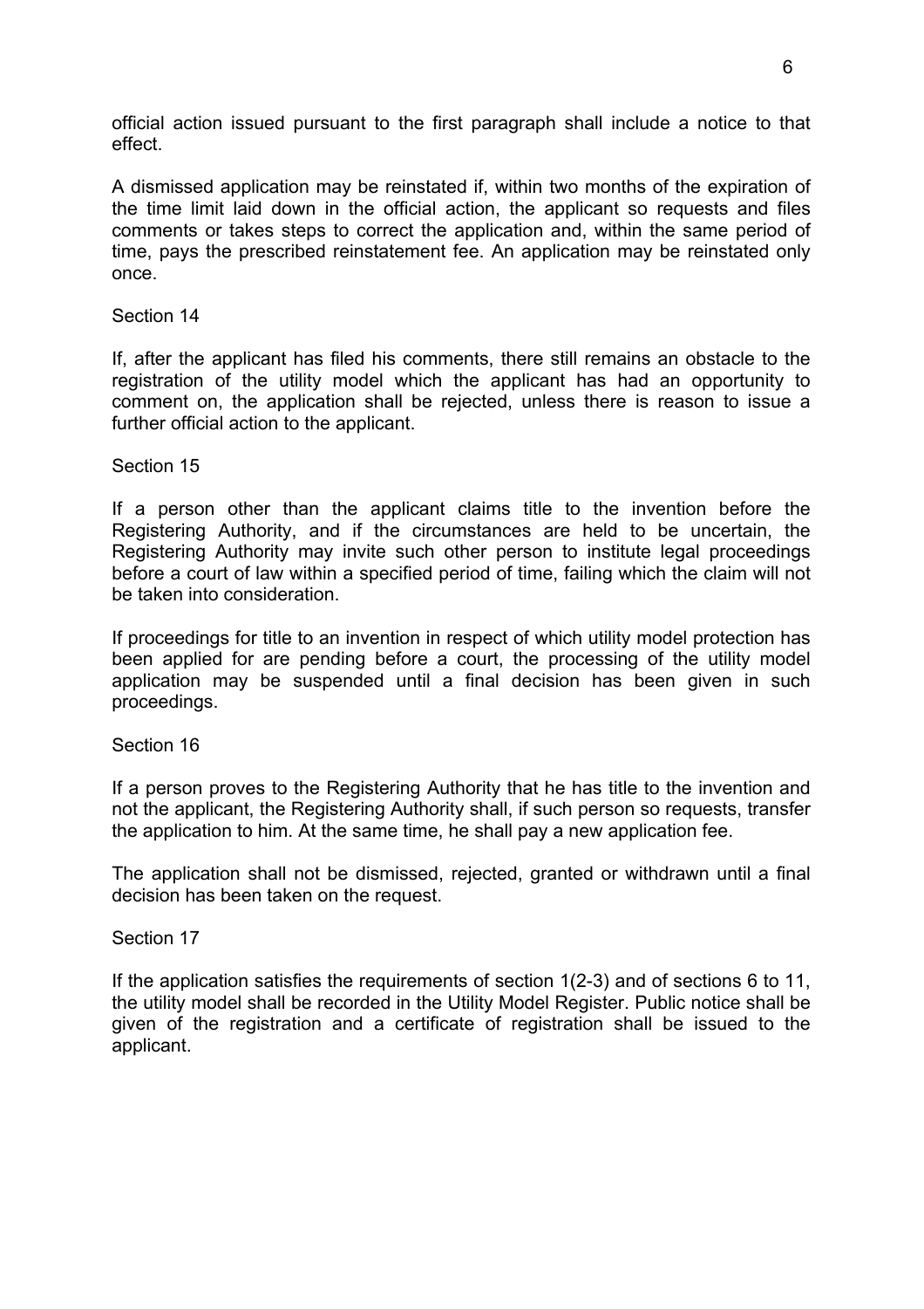official action issued pursuant to the first paragraph shall include a notice to that effect.

A dismissed application may be reinstated if, within two months of the expiration of the time limit laid down in the official action, the applicant so requests and files comments or takes steps to correct the application and, within the same period of time, pays the prescribed reinstatement fee. An application may be reinstated only once.

Section 14

If, after the applicant has filed his comments, there still remains an obstacle to the registration of the utility model which the applicant has had an opportunity to comment on, the application shall be rejected, unless there is reason to issue a further official action to the applicant.

Section 15

If a person other than the applicant claims title to the invention before the Registering Authority, and if the circumstances are held to be uncertain, the Registering Authority may invite such other person to institute legal proceedings before a court of law within a specified period of time, failing which the claim will not be taken into consideration.

If proceedings for title to an invention in respect of which utility model protection has been applied for are pending before a court, the processing of the utility model application may be suspended until a final decision has been given in such proceedings.

Section 16

If a person proves to the Registering Authority that he has title to the invention and not the applicant, the Registering Authority shall, if such person so requests, transfer the application to him. At the same time, he shall pay a new application fee.

The application shall not be dismissed, rejected, granted or withdrawn until a final decision has been taken on the request.

Section 17

If the application satisfies the requirements of section 1(2-3) and of sections 6 to 11, the utility model shall be recorded in the Utility Model Register. Public notice shall be given of the registration and a certificate of registration shall be issued to the applicant.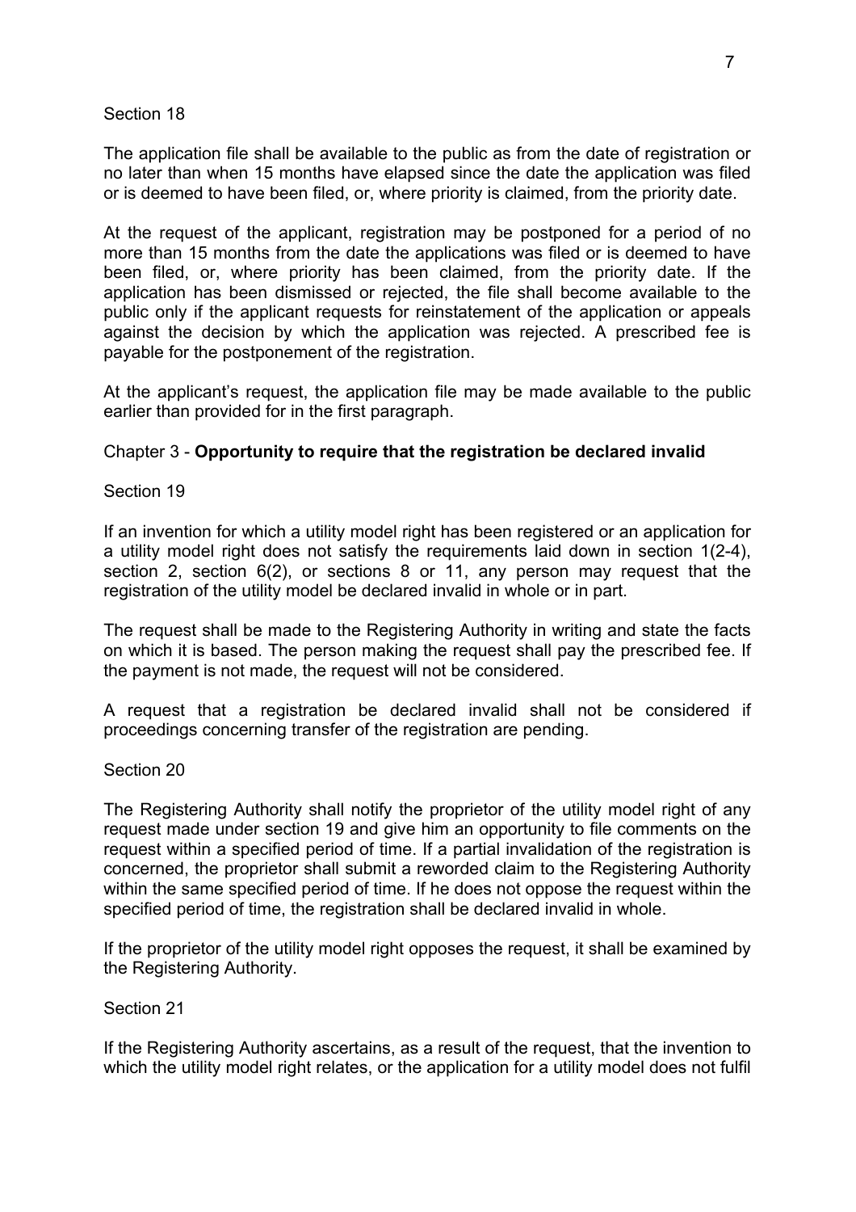Section 18

The application file shall be available to the public as from the date of registration or no later than when 15 months have elapsed since the date the application was filed or is deemed to have been filed, or, where priority is claimed, from the priority date.

At the request of the applicant, registration may be postponed for a period of no more than 15 months from the date the applications was filed or is deemed to have been filed, or, where priority has been claimed, from the priority date. If the application has been dismissed or rejected, the file shall become available to the public only if the applicant requests for reinstatement of the application or appeals against the decision by which the application was rejected. A prescribed fee is payable for the postponement of the registration.

At the applicant's request, the application file may be made available to the public earlier than provided for in the first paragraph.

## Chapter 3 - **Opportunity to require that the registration be declared invalid**

Section 19

If an invention for which a utility model right has been registered or an application for a utility model right does not satisfy the requirements laid down in section 1(2-4), section 2, section 6(2), or sections 8 or 11, any person may request that the registration of the utility model be declared invalid in whole or in part.

The request shall be made to the Registering Authority in writing and state the facts on which it is based. The person making the request shall pay the prescribed fee. If the payment is not made, the request will not be considered.

A request that a registration be declared invalid shall not be considered if proceedings concerning transfer of the registration are pending.

Section 20

The Registering Authority shall notify the proprietor of the utility model right of any request made under section 19 and give him an opportunity to file comments on the request within a specified period of time. If a partial invalidation of the registration is concerned, the proprietor shall submit a reworded claim to the Registering Authority within the same specified period of time. If he does not oppose the request within the specified period of time, the registration shall be declared invalid in whole.

If the proprietor of the utility model right opposes the request, it shall be examined by the Registering Authority.

Section 21

If the Registering Authority ascertains, as a result of the request, that the invention to which the utility model right relates, or the application for a utility model does not fulfil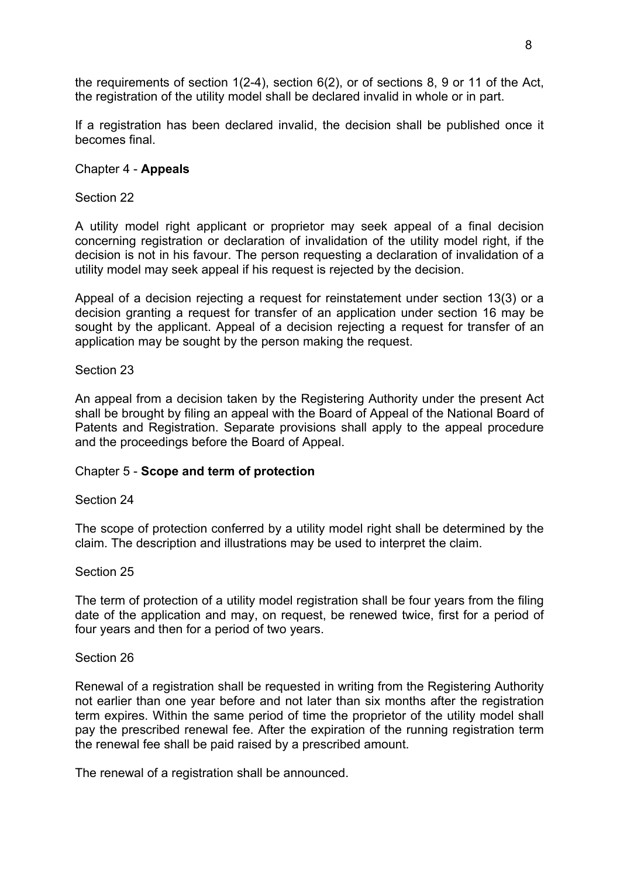the requirements of section 1(2-4), section 6(2), or of sections 8, 9 or 11 of the Act, the registration of the utility model shall be declared invalid in whole or in part.

If a registration has been declared invalid, the decision shall be published once it becomes final.

## Chapter 4 - **Appeals**

### Section 22

A utility model right applicant or proprietor may seek appeal of a final decision concerning registration or declaration of invalidation of the utility model right, if the decision is not in his favour. The person requesting a declaration of invalidation of a utility model may seek appeal if his request is rejected by the decision.

Appeal of a decision rejecting a request for reinstatement under section 13(3) or a decision granting a request for transfer of an application under section 16 may be sought by the applicant. Appeal of a decision rejecting a request for transfer of an application may be sought by the person making the request.

### Section 23

An appeal from a decision taken by the Registering Authority under the present Act shall be brought by filing an appeal with the Board of Appeal of the National Board of Patents and Registration. Separate provisions shall apply to the appeal procedure and the proceedings before the Board of Appeal.

## Chapter 5 - **Scope and term of protection**

### Section 24

The scope of protection conferred by a utility model right shall be determined by the claim. The description and illustrations may be used to interpret the claim.

### Section 25

The term of protection of a utility model registration shall be four years from the filing date of the application and may, on request, be renewed twice, first for a period of four years and then for a period of two years.

### Section 26

Renewal of a registration shall be requested in writing from the Registering Authority not earlier than one year before and not later than six months after the registration term expires. Within the same period of time the proprietor of the utility model shall pay the prescribed renewal fee. After the expiration of the running registration term the renewal fee shall be paid raised by a prescribed amount.

The renewal of a registration shall be announced.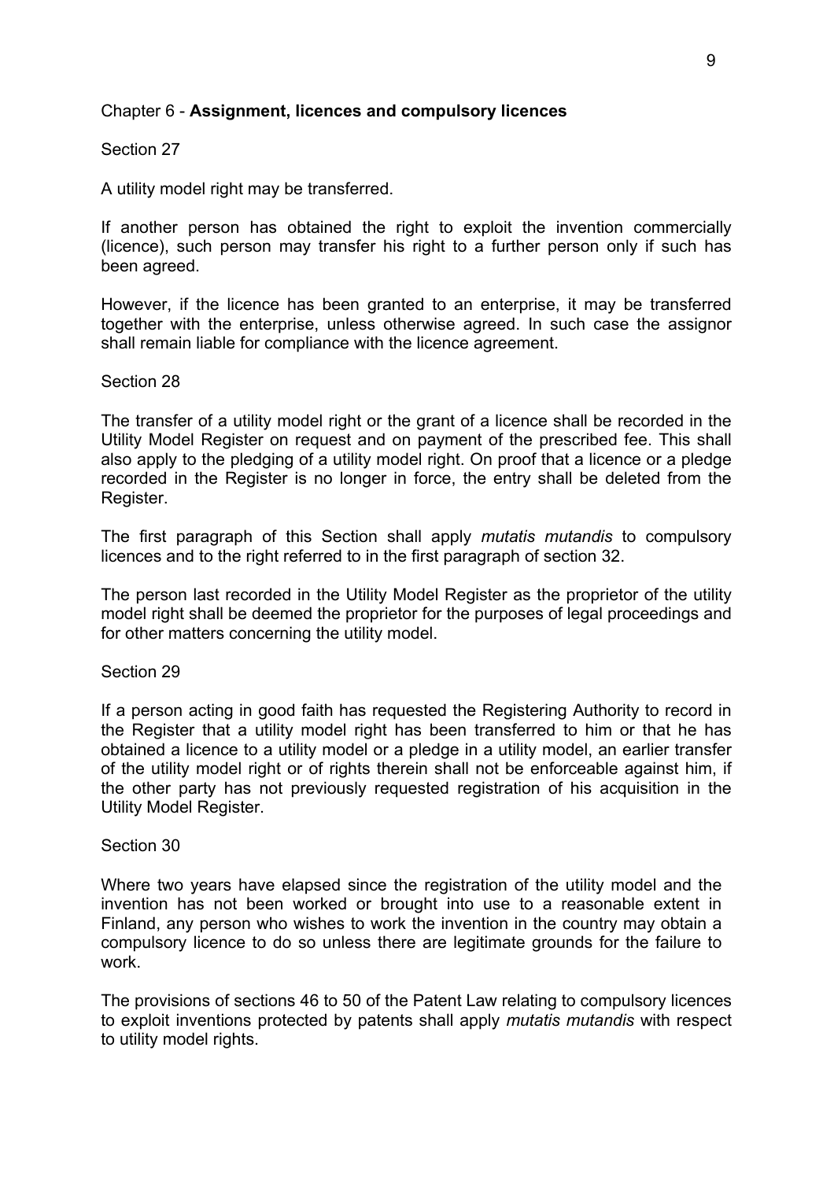## Chapter 6 - **Assignment, licences and compulsory licences**

Section 27

A utility model right may be transferred.

If another person has obtained the right to exploit the invention commercially (licence), such person may transfer his right to a further person only if such has been agreed.

However, if the licence has been granted to an enterprise, it may be transferred together with the enterprise, unless otherwise agreed. In such case the assignor shall remain liable for compliance with the licence agreement.

Section 28

The transfer of a utility model right or the grant of a licence shall be recorded in the Utility Model Register on request and on payment of the prescribed fee. This shall also apply to the pledging of a utility model right. On proof that a licence or a pledge recorded in the Register is no longer in force, the entry shall be deleted from the Register.

The first paragraph of this Section shall apply *mutatis mutandis* to compulsory licences and to the right referred to in the first paragraph of section 32.

The person last recorded in the Utility Model Register as the proprietor of the utility model right shall be deemed the proprietor for the purposes of legal proceedings and for other matters concerning the utility model.

Section 29

If a person acting in good faith has requested the Registering Authority to record in the Register that a utility model right has been transferred to him or that he has obtained a licence to a utility model or a pledge in a utility model, an earlier transfer of the utility model right or of rights therein shall not be enforceable against him, if the other party has not previously requested registration of his acquisition in the Utility Model Register.

Section 30

Where two years have elapsed since the registration of the utility model and the invention has not been worked or brought into use to a reasonable extent in Finland, any person who wishes to work the invention in the country may obtain a compulsory licence to do so unless there are legitimate grounds for the failure to work.

The provisions of sections 46 to 50 of the Patent Law relating to compulsory licences to exploit inventions protected by patents shall apply *mutatis mutandis* with respect to utility model rights.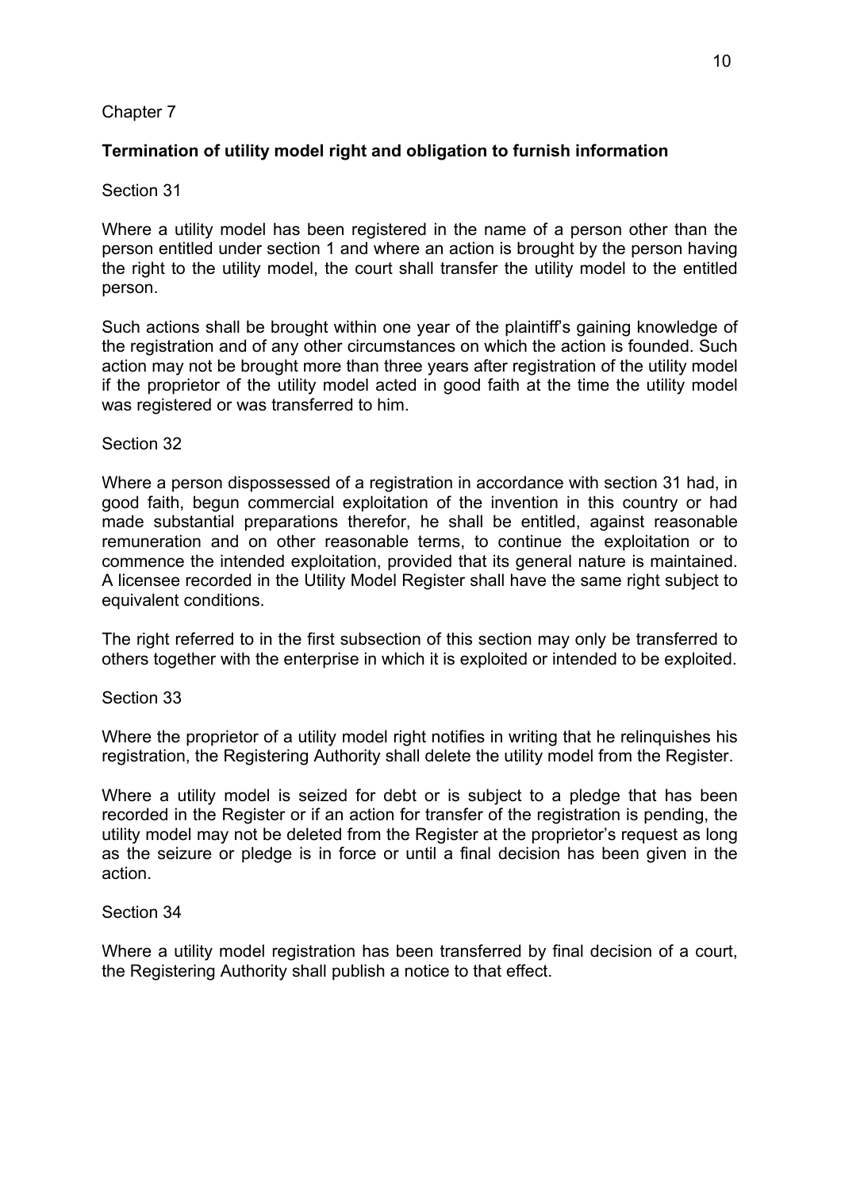Chapter 7

## Termination of utility model right and obligation to furnish information

Section 31

Where a utility model has been registered in the name of a person other than the person entitled under section 1 and where an action is brought by the person having the right to the utility model, the court shall transfer the utility model to the entitled person.

Such actions shall be brought within one year of the plaintiff's gaining knowledge of the registration and of any other circumstances on which the action is founded. Such action may not be brought more than three years after registration of the utility model if the proprietor of the utility model acted in good faith at the time the utility model was registered or was transferred to him.

Section 32

Where a person dispossessed of a registration in accordance with section 31 had, in good faith, begun commercial exploitation of the invention in this country or had made substantial preparations therefor, he shall be entitled, against reasonable remuneration and on other reasonable terms, to continue the exploitation or to commence the intended exploitation, provided that its general nature is maintained. A licensee recorded in the Utility Model Register shall have the same right subject to equivalent conditions.

The right referred to in the first subsection of this section may only be transferred to others together with the enterprise in which it is exploited or intended to be exploited.

Section 33

Where the proprietor of a utility model right notifies in writing that he relinquishes his registration, the Registering Authority shall delete the utility model from the Register.

Where a utility model is seized for debt or is subject to a pledge that has been recorded in the Register or if an action for transfer of the registration is pending, the utility model may not be deleted from the Register at the proprietor's request as long as the seizure or pledge is in force or until a final decision has been given in the action.

Section 34

Where a utility model registration has been transferred by final decision of a court, the Registering Authority shall publish a notice to that effect.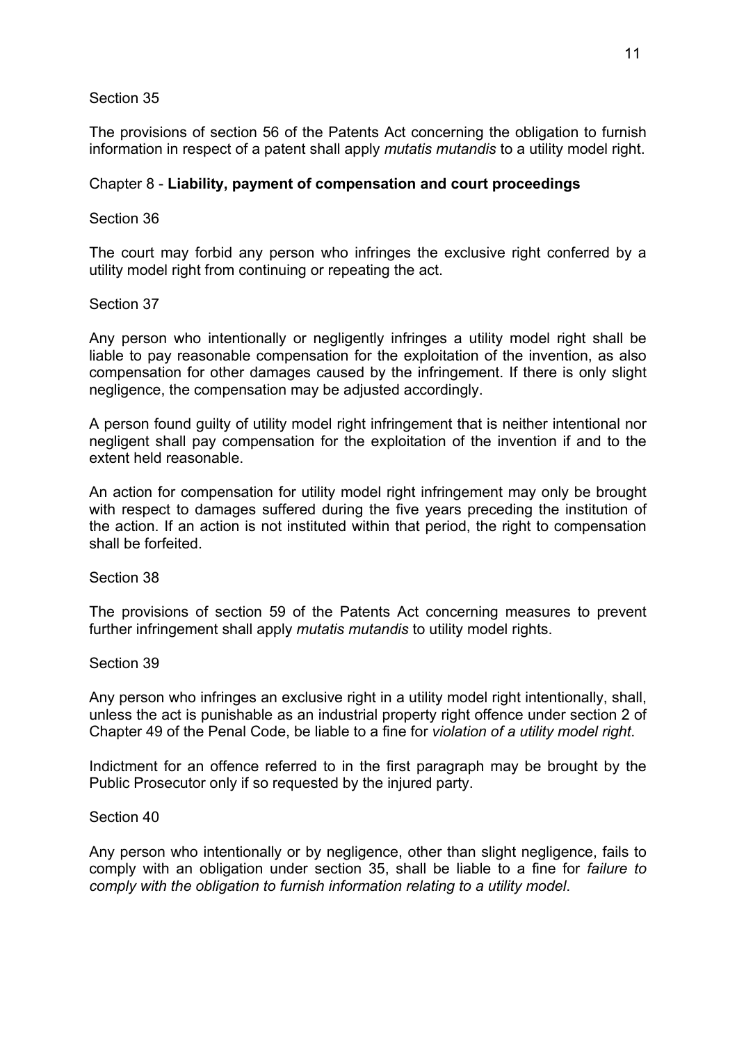Section 35

The provisions of section 56 of the Patents Act concerning the obligation to furnish information in respect of a patent shall apply *mutatis mutandis* to a utility model right.

## Chapter 8 - **Liability, payment of compensation and court proceedings**

Section 36

The court may forbid any person who infringes the exclusive right conferred by a utility model right from continuing or repeating the act.

Section 37

Any person who intentionally or negligently infringes a utility model right shall be liable to pay reasonable compensation for the exploitation of the invention, as also compensation for other damages caused by the infringement. If there is only slight negligence, the compensation may be adjusted accordingly.

A person found guilty of utility model right infringement that is neither intentional nor negligent shall pay compensation for the exploitation of the invention if and to the extent held reasonable.

An action for compensation for utility model right infringement may only be brought with respect to damages suffered during the five years preceding the institution of the action. If an action is not instituted within that period, the right to compensation shall be forfeited.

Section 38

The provisions of section 59 of the Patents Act concerning measures to prevent further infringement shall apply *mutatis mutandis* to utility model rights.

Section 39

Any person who infringes an exclusive right in a utility model right intentionally, shall, unless the act is punishable as an industrial property right offence under section 2 of Chapter 49 of the Penal Code, be liable to a fine for *violation of a utility model right*.

Indictment for an offence referred to in the first paragraph may be brought by the Public Prosecutor only if so requested by the injured party.

Section 40

Any person who intentionally or by negligence, other than slight negligence, fails to comply with an obligation under section 35, shall be liable to a fine for *failure to comply with the obligation to furnish information relating to a utility model*.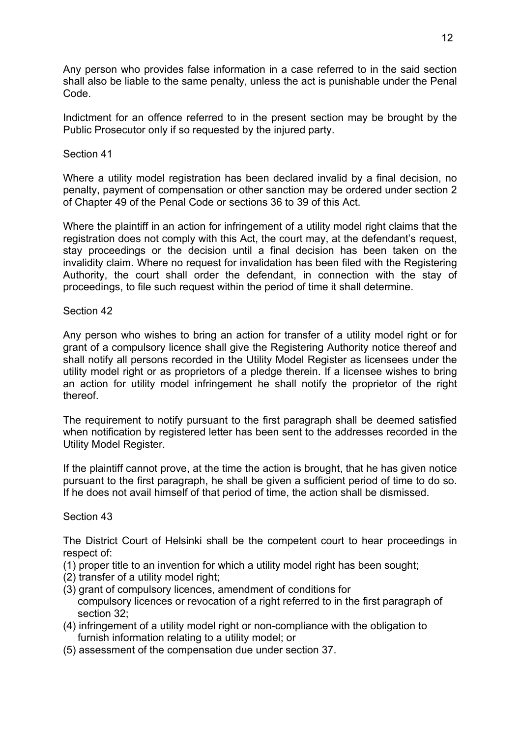Any person who provides false information in a case referred to in the said section shall also be liable to the same penalty, unless the act is punishable under the Penal Code.

Indictment for an offence referred to in the present section may be brought by the Public Prosecutor only if so requested by the injured party.

Section 41

Where a utility model registration has been declared invalid by a final decision, no penalty, payment of compensation or other sanction may be ordered under section 2 of Chapter 49 of the Penal Code or sections 36 to 39 of this Act.

Where the plaintiff in an action for infringement of a utility model right claims that the registration does not comply with this Act, the court may, at the defendant's request, stay proceedings or the decision until a final decision has been taken on the invalidity claim. Where no request for invalidation has been filed with the Registering Authority, the court shall order the defendant, in connection with the stay of proceedings, to file such request within the period of time it shall determine.

Section 42

Any person who wishes to bring an action for transfer of a utility model right or for grant of a compulsory licence shall give the Registering Authority notice thereof and shall notify all persons recorded in the Utility Model Register as licensees under the utility model right or as proprietors of a pledge therein. If a licensee wishes to bring an action for utility model infringement he shall notify the proprietor of the right thereof.

The requirement to notify pursuant to the first paragraph shall be deemed satisfied when notification by registered letter has been sent to the addresses recorded in the Utility Model Register.

If the plaintiff cannot prove, at the time the action is brought, that he has given notice pursuant to the first paragraph, he shall be given a sufficient period of time to do so. If he does not avail himself of that period of time, the action shall be dismissed.

Section 43

The District Court of Helsinki shall be the competent court to hear proceedings in respect of:

(1) proper title to an invention for which a utility model right has been sought;
(2) transfer of a utility model right;
(3) grant of compulsory licences, amendment of conditions for compulsory licences or revocation of a right referred to in the first paragraph of section 32;
(4) infringement of a utility model right or non-compliance with the obligation to furnish information relating to a utility model; or
(5) assessment of the compensation due under section 37.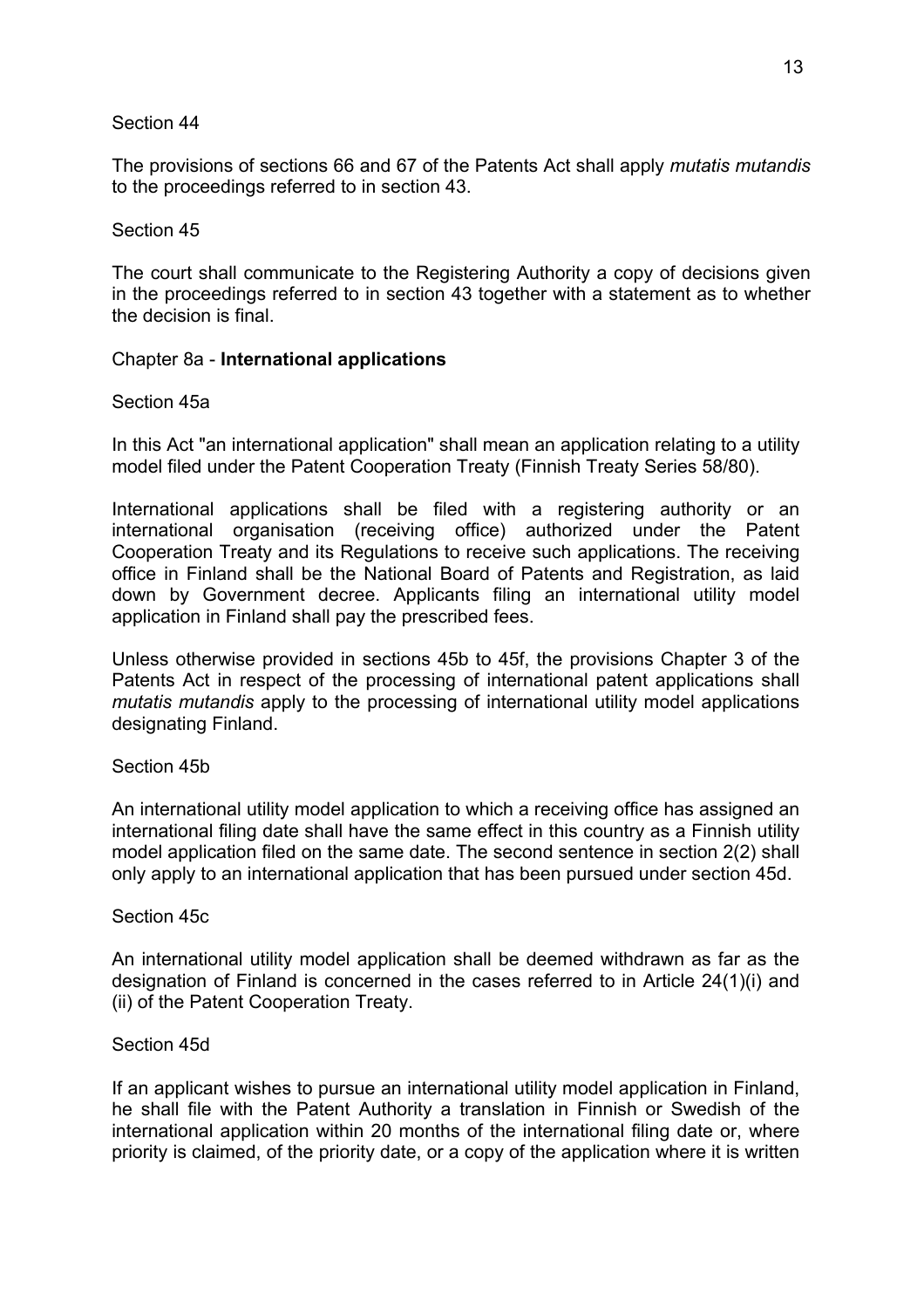Section 44

The provisions of sections 66 and 67 of the Patents Act shall apply *mutatis mutandis* to the proceedings referred to in section 43.

Section 45

The court shall communicate to the Registering Authority a copy of decisions given in the proceedings referred to in section 43 together with a statement as to whether the decision is final.

Chapter 8a - **International applications**

Section 45a

In this Act "an international application" shall mean an application relating to a utility model filed under the Patent Cooperation Treaty (Finnish Treaty Series 58/80).

International applications shall be filed with a registering authority or an international organisation (receiving office) authorized under the Patent Cooperation Treaty and its Regulations to receive such applications. The receiving office in Finland shall be the National Board of Patents and Registration, as laid down by Government decree. Applicants filing an international utility model application in Finland shall pay the prescribed fees.

Unless otherwise provided in sections 45b to 45f, the provisions Chapter 3 of the Patents Act in respect of the processing of international patent applications shall *mutatis mutandis* apply to the processing of international utility model applications designating Finland.

Section 45b

An international utility model application to which a receiving office has assigned an international filing date shall have the same effect in this country as a Finnish utility model application filed on the same date. The second sentence in section 2(2) shall only apply to an international application that has been pursued under section 45d.

Section 45c

An international utility model application shall be deemed withdrawn as far as the designation of Finland is concerned in the cases referred to in Article 24(1)(i) and (ii) of the Patent Cooperation Treaty.

Section 45d

If an applicant wishes to pursue an international utility model application in Finland, he shall file with the Patent Authority a translation in Finnish or Swedish of the international application within 20 months of the international filing date or, where priority is claimed, of the priority date, or a copy of the application where it is written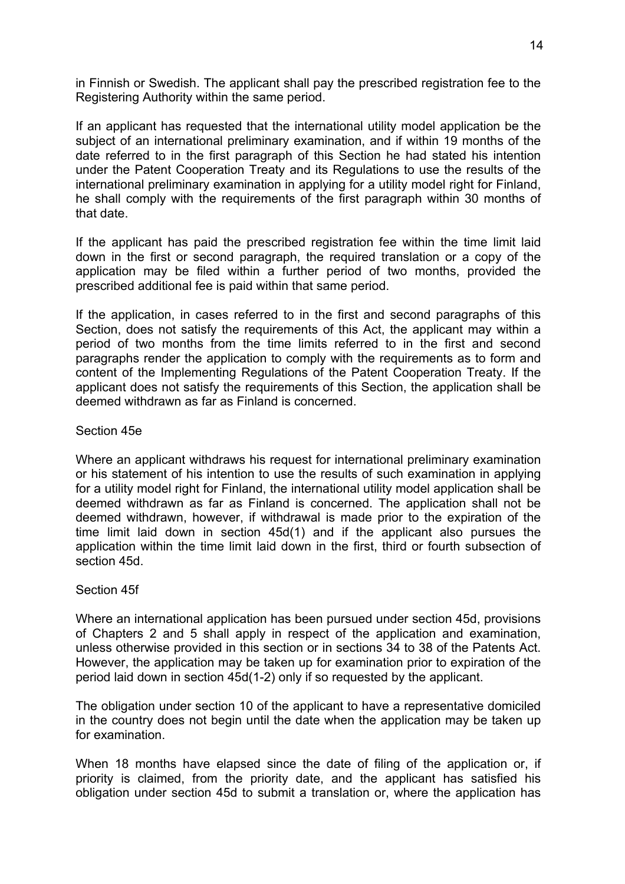in Finnish or Swedish. The applicant shall pay the prescribed registration fee to the Registering Authority within the same period.

If an applicant has requested that the international utility model application be the subject of an international preliminary examination, and if within 19 months of the date referred to in the first paragraph of this Section he had stated his intention under the Patent Cooperation Treaty and its Regulations to use the results of the international preliminary examination in applying for a utility model right for Finland, he shall comply with the requirements of the first paragraph within 30 months of that date.

If the applicant has paid the prescribed registration fee within the time limit laid down in the first or second paragraph, the required translation or a copy of the application may be filed within a further period of two months, provided the prescribed additional fee is paid within that same period.

If the application, in cases referred to in the first and second paragraphs of this Section, does not satisfy the requirements of this Act, the applicant may within a period of two months from the time limits referred to in the first and second paragraphs render the application to comply with the requirements as to form and content of the Implementing Regulations of the Patent Cooperation Treaty. If the applicant does not satisfy the requirements of this Section, the application shall be deemed withdrawn as far as Finland is concerned.

Section 45e

Where an applicant withdraws his request for international preliminary examination or his statement of his intention to use the results of such examination in applying for a utility model right for Finland, the international utility model application shall be deemed withdrawn as far as Finland is concerned. The application shall not be deemed withdrawn, however, if withdrawal is made prior to the expiration of the time limit laid down in section 45d(1) and if the applicant also pursues the application within the time limit laid down in the first, third or fourth subsection of section 45d.

Section 45f

Where an international application has been pursued under section 45d, provisions of Chapters 2 and 5 shall apply in respect of the application and examination, unless otherwise provided in this section or in sections 34 to 38 of the Patents Act. However, the application may be taken up for examination prior to expiration of the period laid down in section 45d(1-2) only if so requested by the applicant.

The obligation under section 10 of the applicant to have a representative domiciled in the country does not begin until the date when the application may be taken up for examination.

When 18 months have elapsed since the date of filing of the application or, if priority is claimed, from the priority date, and the applicant has satisfied his obligation under section 45d to submit a translation or, where the application has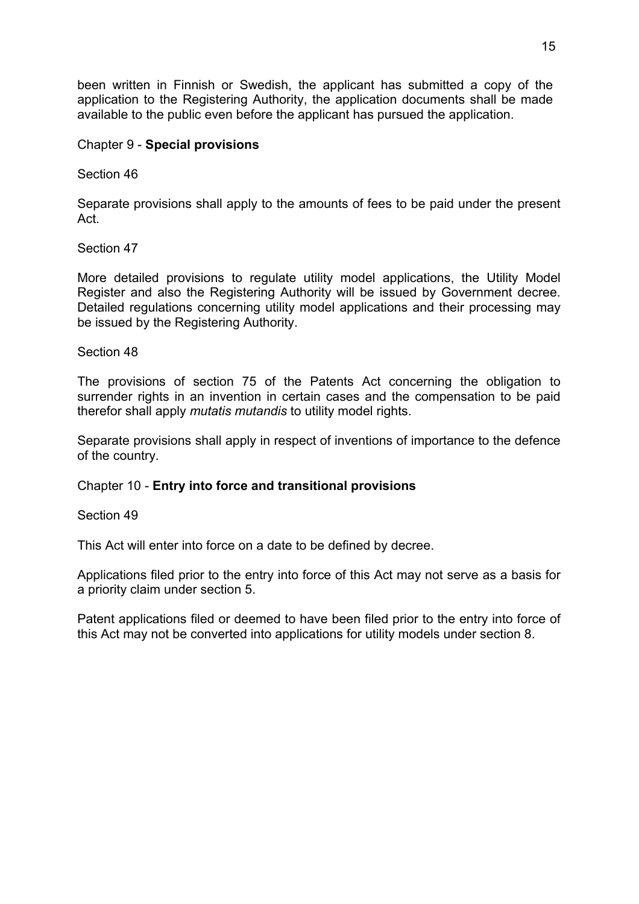been written in Finnish or Swedish, the applicant has submitted a copy of the application to the Registering Authority, the application documents shall be made available to the public even before the applicant has pursued the application.

## Chapter 9 - **Special provisions**

Section 46

Separate provisions shall apply to the amounts of fees to be paid under the present Act.

Section 47

More detailed provisions to regulate utility model applications, the Utility Model Register and also the Registering Authority will be issued by Government decree. Detailed regulations concerning utility model applications and their processing may be issued by the Registering Authority.

Section 48

The provisions of section 75 of the Patents Act concerning the obligation to surrender rights in an invention in certain cases and the compensation to be paid therefor shall apply *mutatis mutandis* to utility model rights.

Separate provisions shall apply in respect of inventions of importance to the defence of the country.

## Chapter 10 - **Entry into force and transitional provisions**

Section 49

This Act will enter into force on a date to be defined by decree.

Applications filed prior to the entry into force of this Act may not serve as a basis for a priority claim under section 5.

Patent applications filed or deemed to have been filed prior to the entry into force of this Act may not be converted into applications for utility models under section 8.